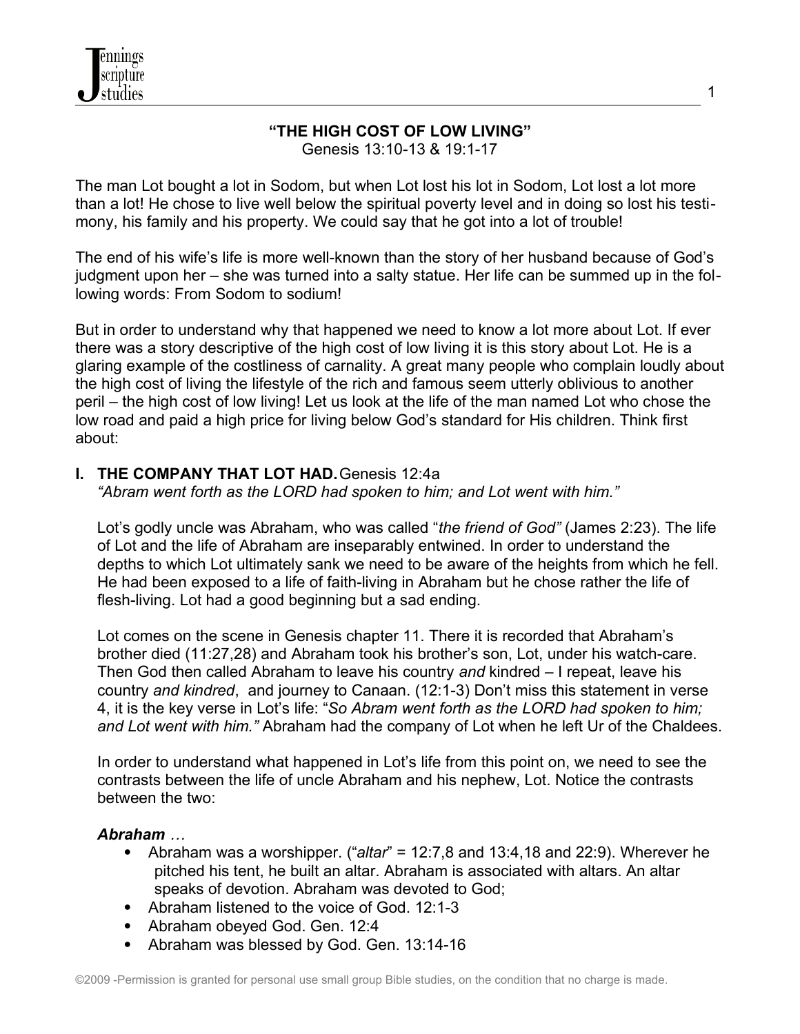# "THE HIGH COST OF LOW LIVING"

Genesis 13:10-13 & 19:1-17

The man Lot bought a lot in Sodom, but when Lot lost his lot in Sodom, Lot lost a lot more than a lot! He chose to live well below the spiritual poverty level and in doing so lost his testimony, his family and his property. We could say that he got into a lot of trouble!

The end of his wife's life is more well-known than the story of her husband because of God's judgment upon her – she was turned into a salty statue. Her life can be summed up in the following words: From Sodom to sodium!

But in order to understand why that happened we need to know a lot more about Lot. If ever there was a story descriptive of the high cost of low living it is this story about Lot. He is a glaring example of the costliness of carnality. A great many people who complain loudly about the high cost of living the lifestyle of the rich and famous seem utterly oblivious to another peril – the high cost of low living! Let us look at the life of the man named Lot who chose the low road and paid a high price for living below God's standard for His children. Think first about:

## I. THE COMPANY THAT LOT HAD. Genesis 12:4a

*"Abram went forth as the LORD had spoken to him; and Lot went with him."*

Lot's godly uncle was Abraham, who was called "*the friend of God"* (James 2:23). The life of Lot and the life of Abraham are inseparably entwined. In order to understand the depths to which Lot ultimately sank we need to be aware of the heights from which he fell. He had been exposed to a life of faith-living in Abraham but he chose rather the life of flesh-living. Lot had a good beginning but a sad ending.

Lot comes on the scene in Genesis chapter 11. There it is recorded that Abraham's brother died (11:27,28) and Abraham took his brother's son, Lot, under his watch-care. Then God then called Abraham to leave his country *and* kindred – I repeat, leave his country *and kindred*, and journey to Canaan. (12:1-3) Don't miss this statement in verse 4, it is the key verse in Lot's life: "*So Abram went forth as the LORD had spoken to him; and Lot went with him."* Abraham had the company of Lot when he left Ur of the Chaldees.

In order to understand what happened in Lot's life from this point on, we need to see the contrasts between the life of uncle Abraham and his nephew, Lot. Notice the contrasts between the two:

***Abraham …***

- Abraham was a worshipper. ("*altar*" = 12:7,8 and 13:4,18 and 22:9). Wherever he pitched his tent, he built an altar. Abraham is associated with altars. An altar speaks of devotion. Abraham was devoted to God;
- Abraham listened to the voice of God. 12:1-3
- Abraham obeyed God. Gen. 12:4
- Abraham was blessed by God. Gen. 13:14-16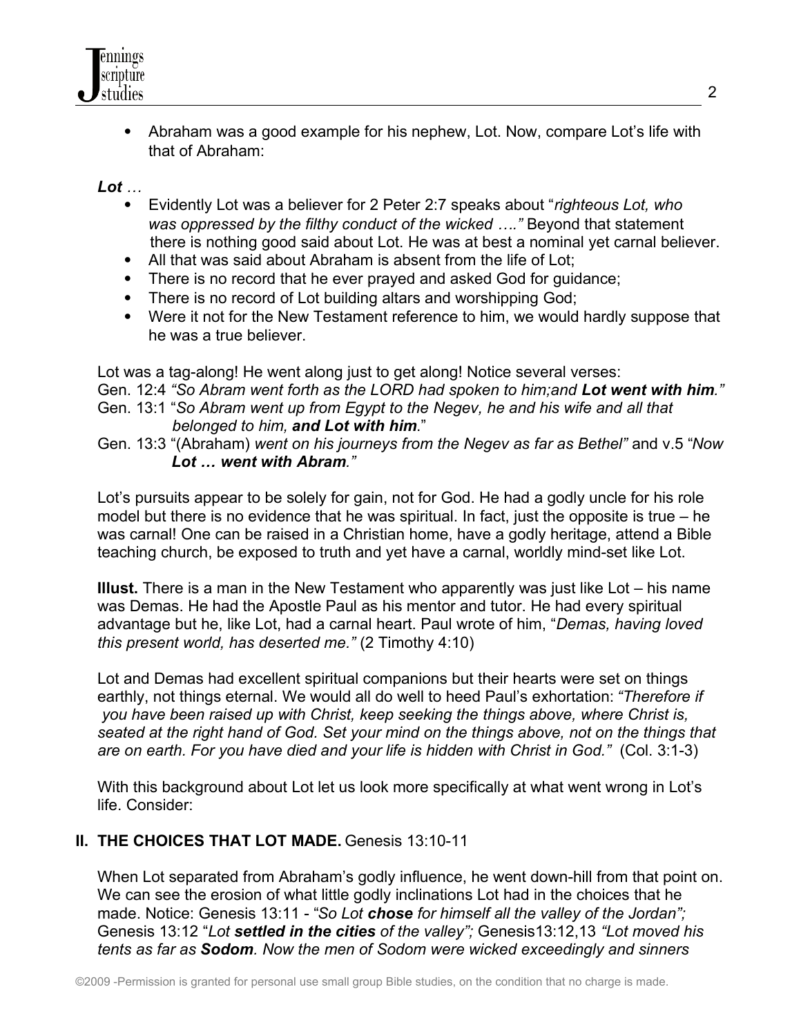- Abraham was a good example for his nephew, Lot. Now, compare Lot's life with that of Abraham:

***Lot …***

- Evidently Lot was a believer for 2 Peter 2:7 speaks about "*righteous Lot, who was oppressed by the filthy conduct of the wicked …."* Beyond that statement there is nothing good said about Lot. He was at best a nominal yet carnal believer.
- All that was said about Abraham is absent from the life of Lot;
- There is no record that he ever prayed and asked God for guidance;
- There is no record of Lot building altars and worshipping God;
- Were it not for the New Testament reference to him, we would hardly suppose that he was a true believer.

Lot was a tag-along! He went along just to get along! Notice several verses:

Gen. 12:4 *"So Abram went forth as the LORD had spoken to him;and **Lot went with him**."*

Gen. 13:1 "*So Abram went up from Egypt to the Negev, he and his wife and all that belonged to him, **and Lot with him***."

Gen. 13:3 "(Abraham) *went on his journeys from the Negev as far as Bethel"* and v.5 "*Now **Lot … went with Abram**."*

Lot's pursuits appear to be solely for gain, not for God. He had a godly uncle for his role model but there is no evidence that he was spiritual. In fact, just the opposite is true – he was carnal! One can be raised in a Christian home, have a godly heritage, attend a Bible teaching church, be exposed to truth and yet have a carnal, worldly mind-set like Lot.

**Illust.** There is a man in the New Testament who apparently was just like Lot – his name was Demas. He had the Apostle Paul as his mentor and tutor. He had every spiritual advantage but he, like Lot, had a carnal heart. Paul wrote of him, "*Demas, having loved this present world, has deserted me."* (2 Timothy 4:10)

Lot and Demas had excellent spiritual companions but their hearts were set on things earthly, not things eternal. We would all do well to heed Paul's exhortation: *"Therefore if you have been raised up with Christ, keep seeking the things above, where Christ is, seated at the right hand of God. Set your mind on the things above, not on the things that are on earth. For you have died and your life is hidden with Christ in God."* (Col. 3:1-3)

With this background about Lot let us look more specifically at what went wrong in Lot's life. Consider:

## II. THE CHOICES THAT LOT MADE. Genesis 13:10-11

When Lot separated from Abraham's godly influence, he went down-hill from that point on. We can see the erosion of what little godly inclinations Lot had in the choices that he made. Notice: Genesis 13:11 - "*So Lot **chose** for himself all the valley of the Jordan";* Genesis 13:12 "*Lot **settled in the cities** of the valley";* Genesis13:12,13 *"Lot moved his tents as far as **Sodom**. Now the men of Sodom were wicked exceedingly and sinners*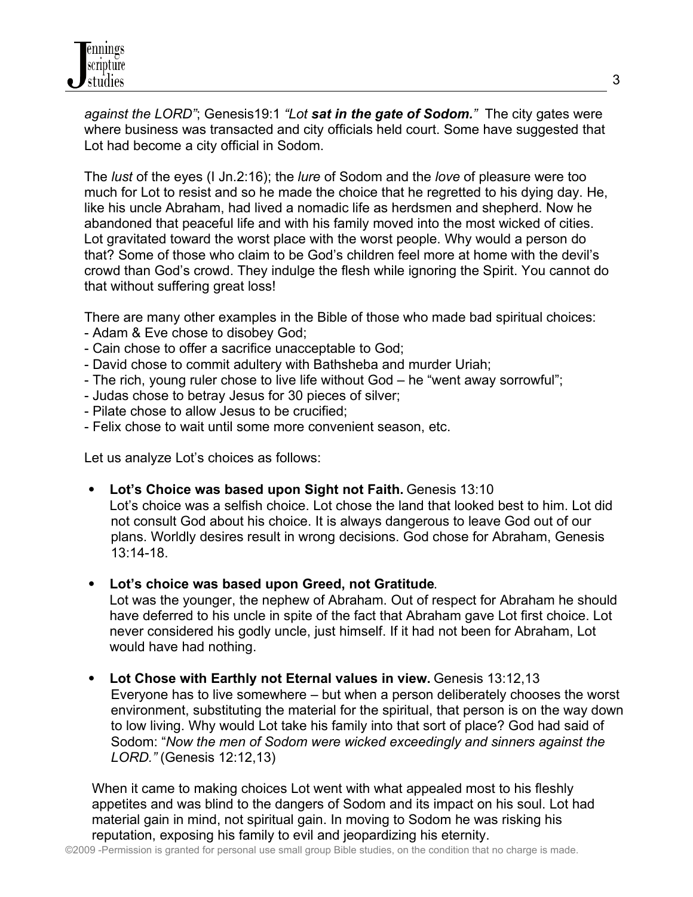*against the LORD"*; Genesis19:1 *"Lot **sat in the gate of Sodom.**"* The city gates were where business was transacted and city officials held court. Some have suggested that Lot had become a city official in Sodom.

The *lust* of the eyes (I Jn.2:16); the *lure* of Sodom and the *love* of pleasure were too much for Lot to resist and so he made the choice that he regretted to his dying day. He, like his uncle Abraham, had lived a nomadic life as herdsmen and shepherd. Now he abandoned that peaceful life and with his family moved into the most wicked of cities. Lot gravitated toward the worst place with the worst people. Why would a person do that? Some of those who claim to be God's children feel more at home with the devil's crowd than God's crowd. They indulge the flesh while ignoring the Spirit. You cannot do that without suffering great loss!

There are many other examples in the Bible of those who made bad spiritual choices:
- Adam & Eve chose to disobey God;
- Cain chose to offer a sacrifice unacceptable to God;
- David chose to commit adultery with Bathsheba and murder Uriah;
- The rich, young ruler chose to live life without God – he "went away sorrowful";
- Judas chose to betray Jesus for 30 pieces of silver;
- Pilate chose to allow Jesus to be crucified;
- Felix chose to wait until some more convenient season, etc.

Let us analyze Lot's choices as follows:

- **Lot's Choice was based upon Sight not Faith.** Genesis 13:10
  Lot's choice was a selfish choice. Lot chose the land that looked best to him. Lot did not consult God about his choice. It is always dangerous to leave God out of our plans. Worldly desires result in wrong decisions. God chose for Abraham, Genesis 13:14-18.

- **Lot's choice was based upon Greed, not Gratitude**.
  Lot was the younger, the nephew of Abraham. Out of respect for Abraham he should have deferred to his uncle in spite of the fact that Abraham gave Lot first choice. Lot never considered his godly uncle, just himself. If it had not been for Abraham, Lot would have had nothing.

- **Lot Chose with Earthly not Eternal values in view.** Genesis 13:12,13
  Everyone has to live somewhere – but when a person deliberately chooses the worst environment, substituting the material for the spiritual, that person is on the way down to low living. Why would Lot take his family into that sort of place? God had said of Sodom: "*Now the men of Sodom were wicked exceedingly and sinners against the LORD."* (Genesis 12:12,13)

When it came to making choices Lot went with what appealed most to his fleshly appetites and was blind to the dangers of Sodom and its impact on his soul. Lot had material gain in mind, not spiritual gain. In moving to Sodom he was risking his reputation, exposing his family to evil and jeopardizing his eternity.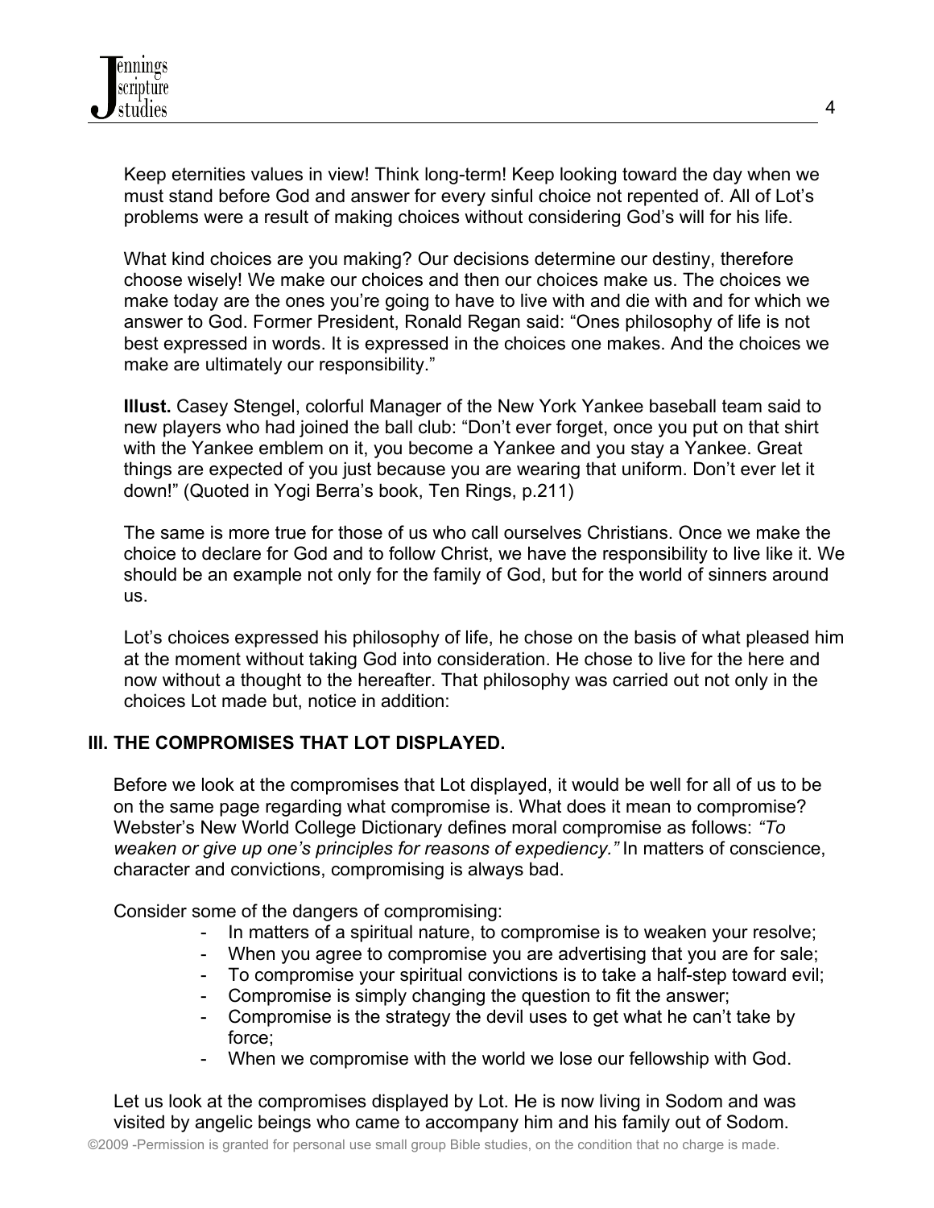Keep eternities values in view! Think long-term! Keep looking toward the day when we must stand before God and answer for every sinful choice not repented of. All of Lot's problems were a result of making choices without considering God's will for his life.

What kind choices are you making? Our decisions determine our destiny, therefore choose wisely! We make our choices and then our choices make us. The choices we make today are the ones you're going to have to live with and die with and for which we answer to God. Former President, Ronald Regan said: "Ones philosophy of life is not best expressed in words. It is expressed in the choices one makes. And the choices we make are ultimately our responsibility."

**Illust.** Casey Stengel, colorful Manager of the New York Yankee baseball team said to new players who had joined the ball club: "Don't ever forget, once you put on that shirt with the Yankee emblem on it, you become a Yankee and you stay a Yankee. Great things are expected of you just because you are wearing that uniform. Don't ever let it down!" (Quoted in Yogi Berra's book, Ten Rings, p.211)

The same is more true for those of us who call ourselves Christians. Once we make the choice to declare for God and to follow Christ, we have the responsibility to live like it. We should be an example not only for the family of God, but for the world of sinners around us.

Lot's choices expressed his philosophy of life, he chose on the basis of what pleased him at the moment without taking God into consideration. He chose to live for the here and now without a thought to the hereafter. That philosophy was carried out not only in the choices Lot made but, notice in addition:

## III. THE COMPROMISES THAT LOT DISPLAYED.

Before we look at the compromises that Lot displayed, it would be well for all of us to be on the same page regarding what compromise is. What does it mean to compromise? Webster's New World College Dictionary defines moral compromise as follows: *"To weaken or give up one's principles for reasons of expediency."* In matters of conscience, character and convictions, compromising is always bad.

Consider some of the dangers of compromising:

- In matters of a spiritual nature, to compromise is to weaken your resolve;
- When you agree to compromise you are advertising that you are for sale;
- To compromise your spiritual convictions is to take a half-step toward evil;
- Compromise is simply changing the question to fit the answer;
- Compromise is the strategy the devil uses to get what he can't take by force;
- When we compromise with the world we lose our fellowship with God.

Let us look at the compromises displayed by Lot. He is now living in Sodom and was visited by angelic beings who came to accompany him and his family out of Sodom.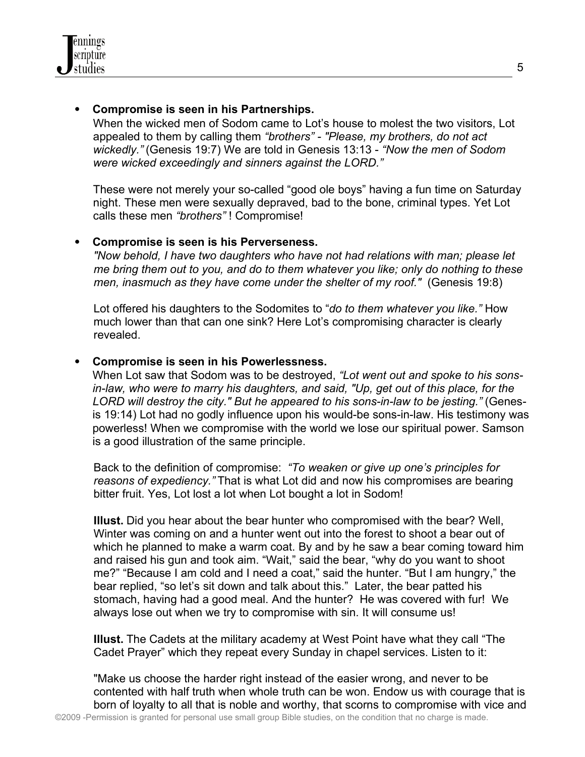- **Compromise is seen in his Partnerships.**
  When the wicked men of Sodom came to Lot's house to molest the two visitors, Lot appealed to them by calling them *"brothers" - "Please, my brothers, do not act wickedly."* (Genesis 19:7) We are told in Genesis 13:13 - *"Now the men of Sodom were wicked exceedingly and sinners against the LORD."*

  These were not merely your so-called "good ole boys" having a fun time on Saturday night. These men were sexually depraved, bad to the bone, criminal types. Yet Lot calls these men *"brothers"* ! Compromise!

- **Compromise is seen is his Perverseness.**
  *"Now behold, I have two daughters who have not had relations with man; please let me bring them out to you, and do to them whatever you like; only do nothing to these men, inasmuch as they have come under the shelter of my roof."* (Genesis 19:8)

  Lot offered his daughters to the Sodomites to "*do to them whatever you like."* How much lower than that can one sink? Here Lot's compromising character is clearly revealed.

- **Compromise is seen in his Powerlessness.**
  When Lot saw that Sodom was to be destroyed, *"Lot went out and spoke to his sons-in-law, who were to marry his daughters, and said, "Up, get out of this place, for the LORD will destroy the city." But he appeared to his sons-in-law to be jesting."* (Genesis 19:14) Lot had no godly influence upon his would-be sons-in-law. His testimony was powerless! When we compromise with the world we lose our spiritual power. Samson is a good illustration of the same principle.

  Back to the definition of compromise: *"To weaken or give up one's principles for reasons of expediency."* That is what Lot did and now his compromises are bearing bitter fruit. Yes, Lot lost a lot when Lot bought a lot in Sodom!

  **Illust.** Did you hear about the bear hunter who compromised with the bear? Well, Winter was coming on and a hunter went out into the forest to shoot a bear out of which he planned to make a warm coat. By and by he saw a bear coming toward him and raised his gun and took aim. "Wait," said the bear, "why do you want to shoot me?" "Because I am cold and I need a coat," said the hunter. "But I am hungry," the bear replied, "so let's sit down and talk about this." Later, the bear patted his stomach, having had a good meal. And the hunter? He was covered with fur! We always lose out when we try to compromise with sin. It will consume us!

  **Illust.** The Cadets at the military academy at West Point have what they call "The Cadet Prayer" which they repeat every Sunday in chapel services. Listen to it:

  "Make us choose the harder right instead of the easier wrong, and never to be contented with half truth when whole truth can be won. Endow us with courage that is born of loyalty to all that is noble and worthy, that scorns to compromise with vice and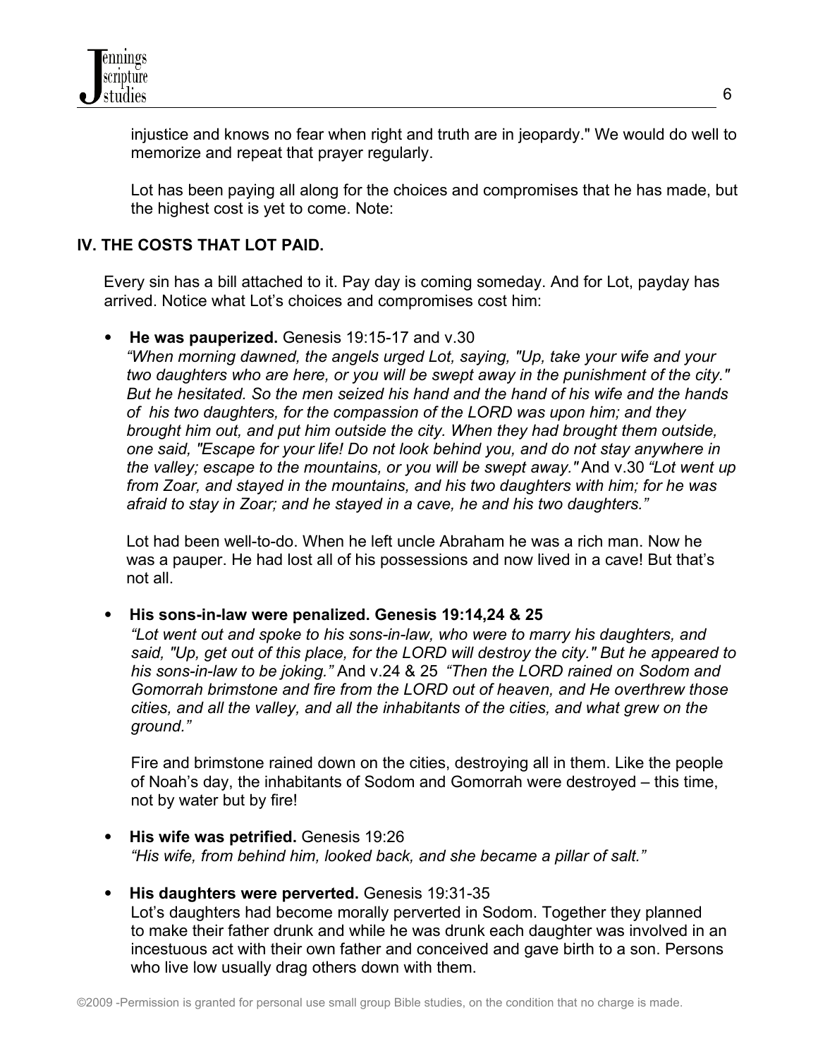injustice and knows no fear when right and truth are in jeopardy." We would do well to memorize and repeat that prayer regularly.

Lot has been paying all along for the choices and compromises that he has made, but the highest cost is yet to come. Note:

## IV. THE COSTS THAT LOT PAID.

Every sin has a bill attached to it. Pay day is coming someday. And for Lot, payday has arrived. Notice what Lot's choices and compromises cost him:

- **He was pauperized.** Genesis 19:15-17 and v.30
  *"When morning dawned, the angels urged Lot, saying, "Up, take your wife and your two daughters who are here, or you will be swept away in the punishment of the city." But he hesitated. So the men seized his hand and the hand of his wife and the hands of his two daughters, for the compassion of the LORD was upon him; and they brought him out, and put him outside the city. When they had brought them outside, one said, "Escape for your life! Do not look behind you, and do not stay anywhere in the valley; escape to the mountains, or you will be swept away."* And v.30 *"Lot went up from Zoar, and stayed in the mountains, and his two daughters with him; for he was afraid to stay in Zoar; and he stayed in a cave, he and his two daughters."*

  Lot had been well-to-do. When he left uncle Abraham he was a rich man. Now he was a pauper. He had lost all of his possessions and now lived in a cave! But that's not all.

- **His sons-in-law were penalized. Genesis 19:14,24 & 25**
  *"Lot went out and spoke to his sons-in-law, who were to marry his daughters, and said, "Up, get out of this place, for the LORD will destroy the city." But he appeared to his sons-in-law to be joking."* And v.24 & 25 *"Then the LORD rained on Sodom and Gomorrah brimstone and fire from the LORD out of heaven, and He overthrew those cities, and all the valley, and all the inhabitants of the cities, and what grew on the ground."*

  Fire and brimstone rained down on the cities, destroying all in them. Like the people of Noah's day, the inhabitants of Sodom and Gomorrah were destroyed – this time, not by water but by fire!

- **His wife was petrified.** Genesis 19:26
  *"His wife, from behind him, looked back, and she became a pillar of salt."*

- **His daughters were perverted.** Genesis 19:31-35
  Lot's daughters had become morally perverted in Sodom. Together they planned to make their father drunk and while he was drunk each daughter was involved in an incestuous act with their own father and conceived and gave birth to a son. Persons who live low usually drag others down with them.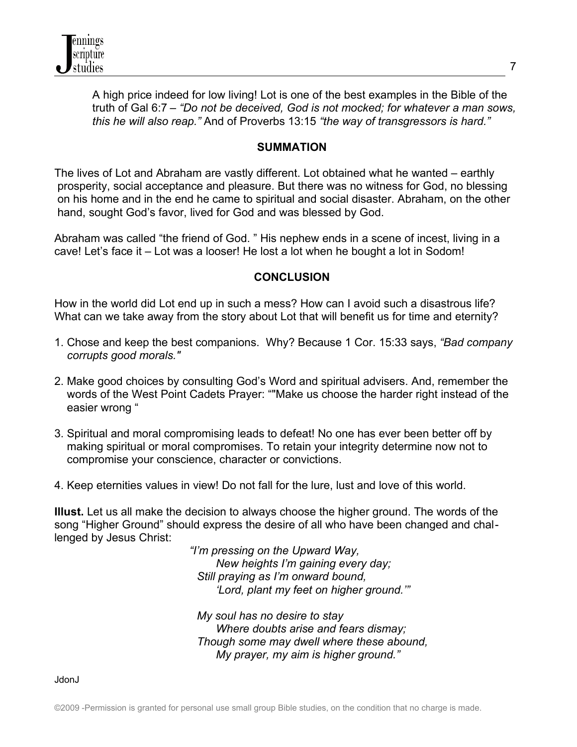A high price indeed for low living! Lot is one of the best examples in the Bible of the truth of Gal 6:7 – *"Do not be deceived, God is not mocked; for whatever a man sows, this he will also reap."* And of Proverbs 13:15 *"the way of transgressors is hard."*

**SUMMATION**

The lives of Lot and Abraham are vastly different. Lot obtained what he wanted – earthly prosperity, social acceptance and pleasure. But there was no witness for God, no blessing on his home and in the end he came to spiritual and social disaster. Abraham, on the other hand, sought God's favor, lived for God and was blessed by God.

Abraham was called "the friend of God. " His nephew ends in a scene of incest, living in a cave! Let's face it – Lot was a looser! He lost a lot when he bought a lot in Sodom!

**CONCLUSION**

How in the world did Lot end up in such a mess? How can I avoid such a disastrous life? What can we take away from the story about Lot that will benefit us for time and eternity?

1. Chose and keep the best companions. Why? Because 1 Cor. 15:33 says, *"Bad company corrupts good morals."*

2. Make good choices by consulting God's Word and spiritual advisers. And, remember the words of the West Point Cadets Prayer: ""Make us choose the harder right instead of the easier wrong "

3. Spiritual and moral compromising leads to defeat! No one has ever been better off by making spiritual or moral compromises. To retain your integrity determine now not to compromise your conscience, character or convictions.

4. Keep eternities values in view! Do not fall for the lure, lust and love of this world.

**Illust.** Let us all make the decision to always choose the higher ground. The words of the song "Higher Ground" should express the desire of all who have been changed and challenged by Jesus Christ:

*"I'm pressing on the Upward Way,*
*New heights I'm gaining every day;*
*Still praying as I'm onward bound,*
*'Lord, plant my feet on higher ground.'"*

*My soul has no desire to stay*
*Where doubts arise and fears dismay;*
*Though some may dwell where these abound,*
*My prayer, my aim is higher ground."*

JdonJ

©2009 -Permission is granted for personal use small group Bible studies, on the condition that no charge is made.